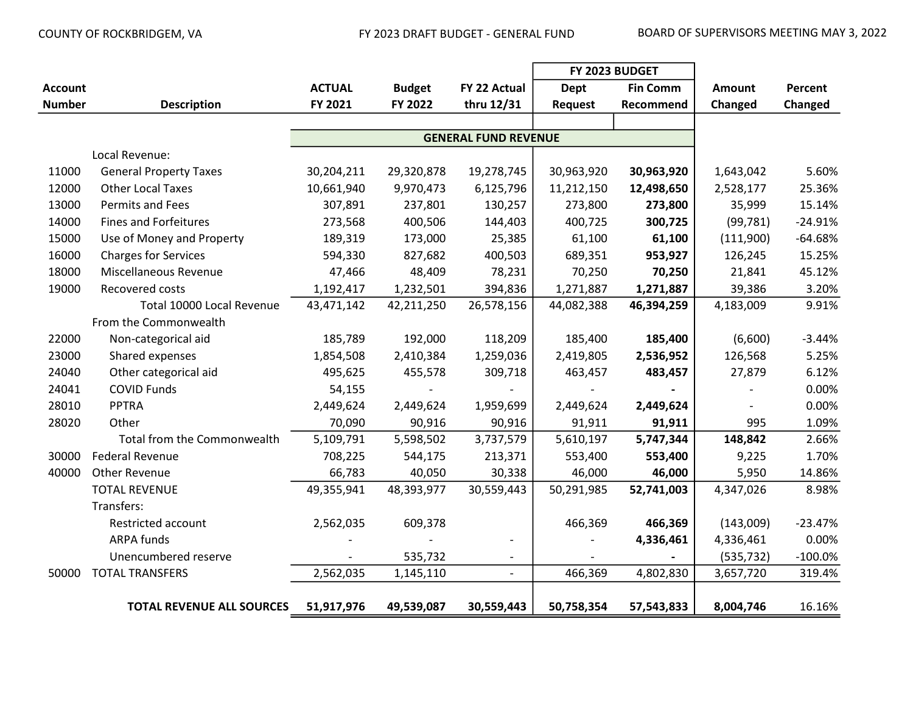COUNTY OF ROCKBRIDGEM, VA — FY 2023 DRAFT BUDGET - GENERAL FUND — BOARD OF SUPERVISORS MEETING MAY 3, 2022

| Account Number | Description | ACTUAL FY 2021 | Budget FY 2022 | FY 22 Actual thru 12/31 | FY 2023 BUDGET Dept Request | FY 2023 BUDGET Fin Comm Recommend | Amount Changed | Percent Changed |
|---|---|---|---|---|---|---|---|---|
| | | | | **GENERAL FUND REVENUE** | | | | |
| | Local Revenue: | | | | | | | |
| 11000 | General Property Taxes | 30,204,211 | 29,320,878 | 19,278,745 | 30,963,920 | **30,963,920** | 1,643,042 | 5.60% |
| 12000 | Other Local Taxes | 10,661,940 | 9,970,473 | 6,125,796 | 11,212,150 | **12,498,650** | 2,528,177 | 25.36% |
| 13000 | Permits and Fees | 307,891 | 237,801 | 130,257 | 273,800 | **273,800** | 35,999 | 15.14% |
| 14000 | Fines and Forfeitures | 273,568 | 400,506 | 144,403 | 400,725 | **300,725** | (99,781) | -24.91% |
| 15000 | Use of Money and Property | 189,319 | 173,000 | 25,385 | 61,100 | **61,100** | (111,900) | -64.68% |
| 16000 | Charges for Services | 594,330 | 827,682 | 400,503 | 689,351 | **953,927** | 126,245 | 15.25% |
| 18000 | Miscellaneous Revenue | 47,466 | 48,409 | 78,231 | 70,250 | **70,250** | 21,841 | 45.12% |
| 19000 | Recovered costs | 1,192,417 | 1,232,501 | 394,836 | 1,271,887 | **1,271,887** | 39,386 | 3.20% |
| | Total 10000 Local Revenue | 43,471,142 | 42,211,250 | 26,578,156 | 44,082,388 | **46,394,259** | 4,183,009 | 9.91% |
| | From the Commonwealth | | | | | | | |
| 22000 | Non-categorical aid | 185,789 | 192,000 | 118,209 | 185,400 | **185,400** | (6,600) | -3.44% |
| 23000 | Shared expenses | 1,854,508 | 2,410,384 | 1,259,036 | 2,419,805 | **2,536,952** | 126,568 | 5.25% |
| 24040 | Other categorical aid | 495,625 | 455,578 | 309,718 | 463,457 | **483,457** | 27,879 | 6.12% |
| 24041 | COVID Funds | 54,155 | - | - | - | **-** | - | 0.00% |
| 28010 | PPTRA | 2,449,624 | 2,449,624 | 1,959,699 | 2,449,624 | **2,449,624** | - | 0.00% |
| 28020 | Other | 70,090 | 90,916 | 90,916 | 91,911 | **91,911** | 995 | 1.09% |
| | Total from the Commonwealth | 5,109,791 | 5,598,502 | 3,737,579 | 5,610,197 | **5,747,344** | **148,842** | 2.66% |
| 30000 | Federal Revenue | 708,225 | 544,175 | 213,371 | 553,400 | **553,400** | 9,225 | 1.70% |
| 40000 | Other Revenue | 66,783 | 40,050 | 30,338 | 46,000 | **46,000** | 5,950 | 14.86% |
| | TOTAL REVENUE | 49,355,941 | 48,393,977 | 30,559,443 | 50,291,985 | **52,741,003** | 4,347,026 | 8.98% |
| | Transfers: | | | | | | | |
| | Restricted account | 2,562,035 | 609,378 | | 466,369 | **466,369** | (143,009) | -23.47% |
| | ARPA funds | - | - | - | - | **4,336,461** | 4,336,461 | 0.00% |
| | Unencumbered reserve | - | 535,732 | - | - | **-** | (535,732) | -100.0% |
| 50000 | TOTAL TRANSFERS | 2,562,035 | 1,145,110 | - | 466,369 | 4,802,830 | 3,657,720 | 319.4% |
| | **TOTAL REVENUE ALL SOURCES** | **51,917,976** | **49,539,087** | **30,559,443** | **50,758,354** | **57,543,833** | **8,004,746** | 16.16% |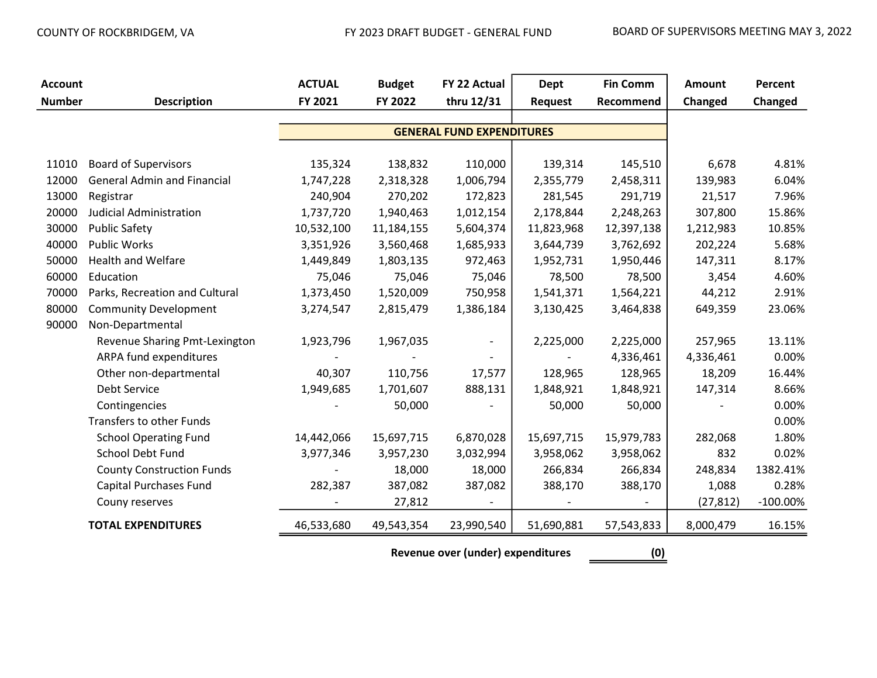COUNTY OF ROCKBRIDGEM, VA — FY 2023 DRAFT BUDGET - GENERAL FUND — BOARD OF SUPERVISORS MEETING MAY 3, 2022

| Account Number | Description | ACTUAL FY 2021 | Budget FY 2022 | FY 22 Actual thru 12/31 | Dept Request | Fin Comm Recommend | Amount Changed | Percent Changed |
|---|---|---|---|---|---|---|---|---|
| | | **GENERAL FUND EXPENDITURES** | | | | | | |
| 11010 | Board of Supervisors | 135,324 | 138,832 | 110,000 | 139,314 | 145,510 | 6,678 | 4.81% |
| 12000 | General Admin and Financial | 1,747,228 | 2,318,328 | 1,006,794 | 2,355,779 | 2,458,311 | 139,983 | 6.04% |
| 13000 | Registrar | 240,904 | 270,202 | 172,823 | 281,545 | 291,719 | 21,517 | 7.96% |
| 20000 | Judicial Administration | 1,737,720 | 1,940,463 | 1,012,154 | 2,178,844 | 2,248,263 | 307,800 | 15.86% |
| 30000 | Public Safety | 10,532,100 | 11,184,155 | 5,604,374 | 11,823,968 | 12,397,138 | 1,212,983 | 10.85% |
| 40000 | Public Works | 3,351,926 | 3,560,468 | 1,685,933 | 3,644,739 | 3,762,692 | 202,224 | 5.68% |
| 50000 | Health and Welfare | 1,449,849 | 1,803,135 | 972,463 | 1,952,731 | 1,950,446 | 147,311 | 8.17% |
| 60000 | Education | 75,046 | 75,046 | 75,046 | 78,500 | 78,500 | 3,454 | 4.60% |
| 70000 | Parks, Recreation and Cultural | 1,373,450 | 1,520,009 | 750,958 | 1,541,371 | 1,564,221 | 44,212 | 2.91% |
| 80000 | Community Development | 3,274,547 | 2,815,479 | 1,386,184 | 3,130,425 | 3,464,838 | 649,359 | 23.06% |
| 90000 | Non-Departmental | | | | | | | |
| | Revenue Sharing Pmt-Lexington | 1,923,796 | 1,967,035 | - | 2,225,000 | 2,225,000 | 257,965 | 13.11% |
| | ARPA fund expenditures | - | - | - | - | 4,336,461 | 4,336,461 | 0.00% |
| | Other non-departmental | 40,307 | 110,756 | 17,577 | 128,965 | 128,965 | 18,209 | 16.44% |
| | Debt Service | 1,949,685 | 1,701,607 | 888,131 | 1,848,921 | 1,848,921 | 147,314 | 8.66% |
| | Contingencies | - | 50,000 | - | 50,000 | 50,000 | - | 0.00% |
| | Transfers to other Funds | | | | | | | 0.00% |
| | School Operating Fund | 14,442,066 | 15,697,715 | 6,870,028 | 15,697,715 | 15,979,783 | 282,068 | 1.80% |
| | School Debt Fund | 3,977,346 | 3,957,230 | 3,032,994 | 3,958,062 | 3,958,062 | 832 | 0.02% |
| | County Construction Funds | - | 18,000 | 18,000 | 266,834 | 266,834 | 248,834 | 1382.41% |
| | Capital Purchases Fund | 282,387 | 387,082 | 387,082 | 388,170 | 388,170 | 1,088 | 0.28% |
| | Couny reserves | - | 27,812 | - | - | - | (27,812) | -100.00% |
| | **TOTAL EXPENDITURES** | 46,533,680 | 49,543,354 | 23,990,540 | 51,690,881 | 57,543,833 | 8,000,479 | 16.15% |
| | | | | **Revenue over (under) expenditures** | | **(0)** | | |